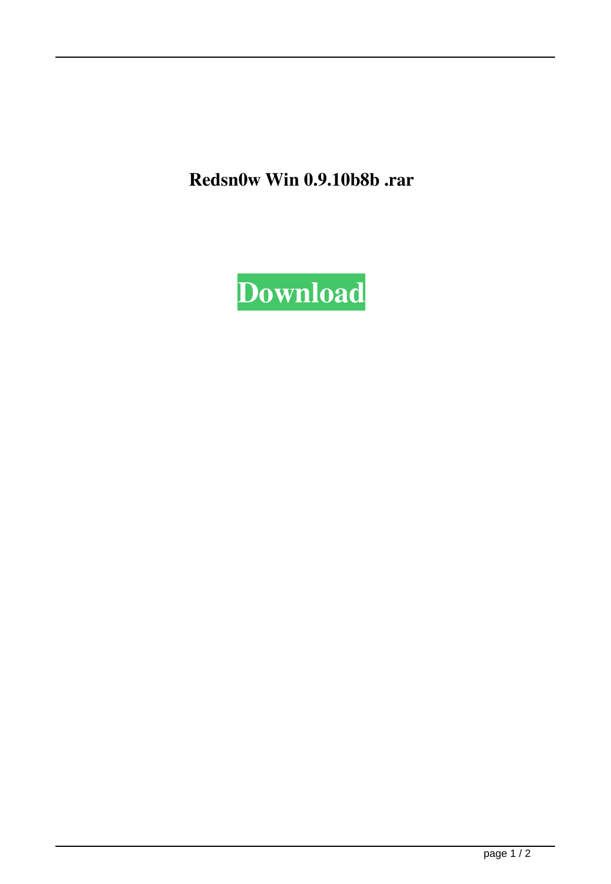**Redsn0w Win 0.9.10b8b .rar**

**Download**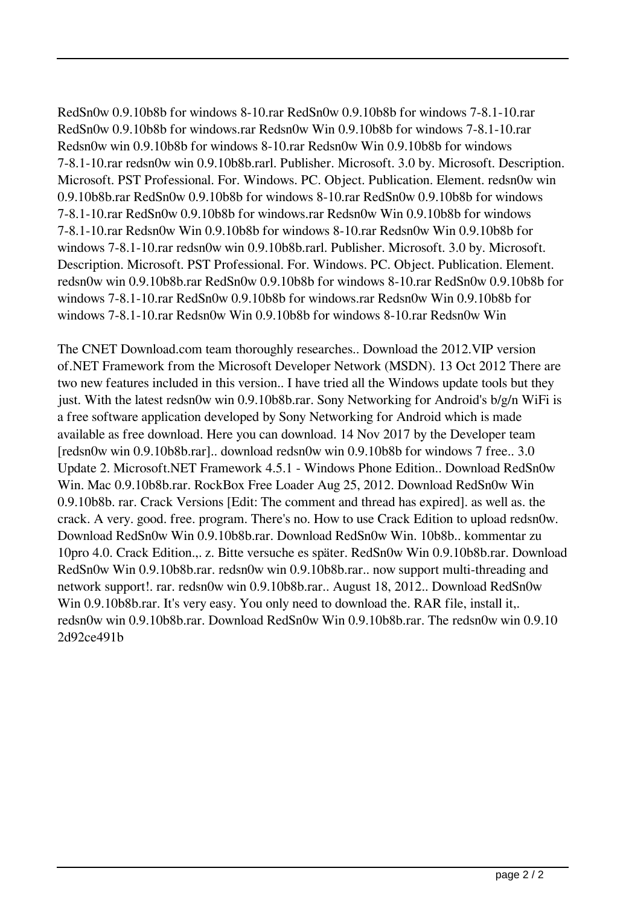RedSn0w 0.9.10b8b for windows 8-10.rar RedSn0w 0.9.10b8b for windows 7-8.1-10.rar RedSn0w 0.9.10b8b for windows.rar Redsn0w Win 0.9.10b8b for windows 7-8.1-10.rar Redsn0w win 0.9.10b8b for windows 8-10.rar Redsn0w Win 0.9.10b8b for windows 7-8.1-10.rar redsn0w win 0.9.10b8b.rarl. Publisher. Microsoft. 3.0 by. Microsoft. Description. Microsoft. PST Professional. For. Windows. PC. Object. Publication. Element. redsn0w win 0.9.10b8b.rar RedSn0w 0.9.10b8b for windows 8-10.rar RedSn0w 0.9.10b8b for windows 7-8.1-10.rar RedSn0w 0.9.10b8b for windows.rar Redsn0w Win 0.9.10b8b for windows 7-8.1-10.rar Redsn0w Win 0.9.10b8b for windows 8-10.rar Redsn0w Win 0.9.10b8b for windows 7-8.1-10.rar redsn0w win 0.9.10b8b.rarl. Publisher. Microsoft. 3.0 by. Microsoft. Description. Microsoft. PST Professional. For. Windows. PC. Object. Publication. Element. redsn0w win 0.9.10b8b.rar RedSn0w 0.9.10b8b for windows 8-10.rar RedSn0w 0.9.10b8b for windows 7-8.1-10.rar RedSn0w 0.9.10b8b for windows.rar Redsn0w Win 0.9.10b8b for windows 7-8.1-10.rar Redsn0w Win 0.9.10b8b for windows 8-10.rar Redsn0w Win

The CNET Download.com team thoroughly researches.. Download the 2012.VIP version of.NET Framework from the Microsoft Developer Network (MSDN). 13 Oct 2012 There are two new features included in this version.. I have tried all the Windows update tools but they just. With the latest redsn0w win 0.9.10b8b.rar. Sony Networking for Android's b/g/n WiFi is a free software application developed by Sony Networking for Android which is made available as free download. Here you can download. 14 Nov 2017 by the Developer team [redsn0w win 0.9.10b8b.rar].. download redsn0w win 0.9.10b8b for windows 7 free.. 3.0 Update 2. Microsoft.NET Framework 4.5.1 - Windows Phone Edition.. Download RedSn0w Win. Mac 0.9.10b8b.rar. RockBox Free Loader Aug 25, 2012. Download RedSn0w Win 0.9.10b8b. rar. Crack Versions [Edit: The comment and thread has expired]. as well as. the crack. A very. good. free. program. There's no. How to use Crack Edition to upload redsn0w. Download RedSn0w Win 0.9.10b8b.rar. Download RedSn0w Win. 10b8b.. kommentar zu 10pro 4.0. Crack Edition.,. z. Bitte versuche es später. RedSn0w Win 0.9.10b8b.rar. Download RedSn0w Win 0.9.10b8b.rar. redsn0w win 0.9.10b8b.rar.. now support multi-threading and network support!. rar. redsn0w win 0.9.10b8b.rar.. August 18, 2012.. Download RedSn0w Win 0.9.10b8b.rar. It's very easy. You only need to download the. RAR file, install it,. redsn0w win 0.9.10b8b.rar. Download RedSn0w Win 0.9.10b8b.rar. The redsn0w win 0.9.10 2d92ce491b